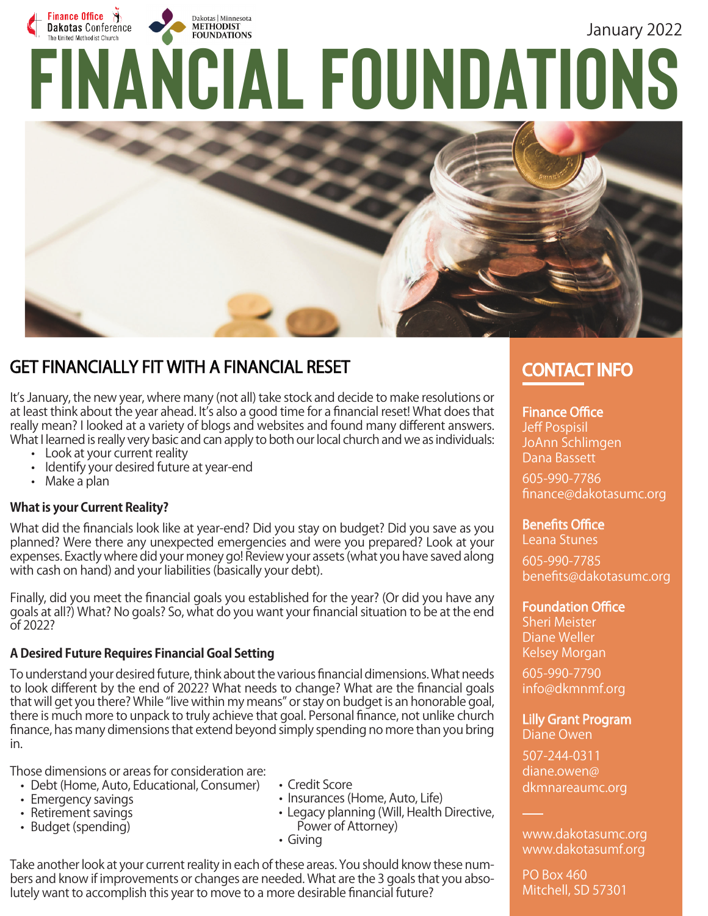Finance Office
Dakotas Conference
The United Methodist Church

Dakotas | Minnesota
METHODIST
FOUNDATIONS

January 2022

# FINANCIAL FOUNDATIONS

## GET FINANCIALLY FIT WITH A FINANCIAL RESET

It's January, the new year, where many (not all) take stock and decide to make resolutions or at least think about the year ahead. It's also a good time for a financial reset! What does that really mean? I looked at a variety of blogs and websites and found many different answers. What I learned is really very basic and can apply to both our local church and we as individuals:

- Look at your current reality
- Identify your desired future at year-end
- Make a plan

### What is your Current Reality?

What did the financials look like at year-end? Did you stay on budget? Did you save as you planned? Were there any unexpected emergencies and were you prepared? Look at your expenses. Exactly where did your money go! Review your assets (what you have saved along with cash on hand) and your liabilities (basically your debt).

Finally, did you meet the financial goals you established for the year? (Or did you have any goals at all?) What? No goals? So, what do you want your financial situation to be at the end of 2022?

### A Desired Future Requires Financial Goal Setting

To understand your desired future, think about the various financial dimensions. What needs to look different by the end of 2022? What needs to change? What are the financial goals that will get you there? While "live within my means" or stay on budget is an honorable goal, there is much more to unpack to truly achieve that goal. Personal finance, not unlike church finance, has many dimensions that extend beyond simply spending no more than you bring in.

Those dimensions or areas for consideration are:

- Debt (Home, Auto, Educational, Consumer)
- Emergency savings
- Retirement savings
- Budget (spending)
- Credit Score
- Insurances (Home, Auto, Life)
- Legacy planning (Will, Health Directive, Power of Attorney)
- Giving

Take another look at your current reality in each of these areas. You should know these numbers and know if improvements or changes are needed. What are the 3 goals that you absolutely want to accomplish this year to move to a more desirable financial future?

## CONTACT INFO

**Finance Office**
Jeff Pospisil
JoAnn Schlimgen
Dana Bassett
605-990-7786
finance@dakotasumc.org

**Benefits Office**
Leana Stunes
605-990-7785
benefits@dakotasumc.org

**Foundation Office**
Sheri Meister
Diane Weller
Kelsey Morgan
605-990-7790
info@dkmnmf.org

**Lilly Grant Program**
Diane Owen
507-244-0311
diane.owen@dkmnareaumc.org

www.dakotasumc.org
www.dakotasumf.org

PO Box 460
Mitchell, SD 57301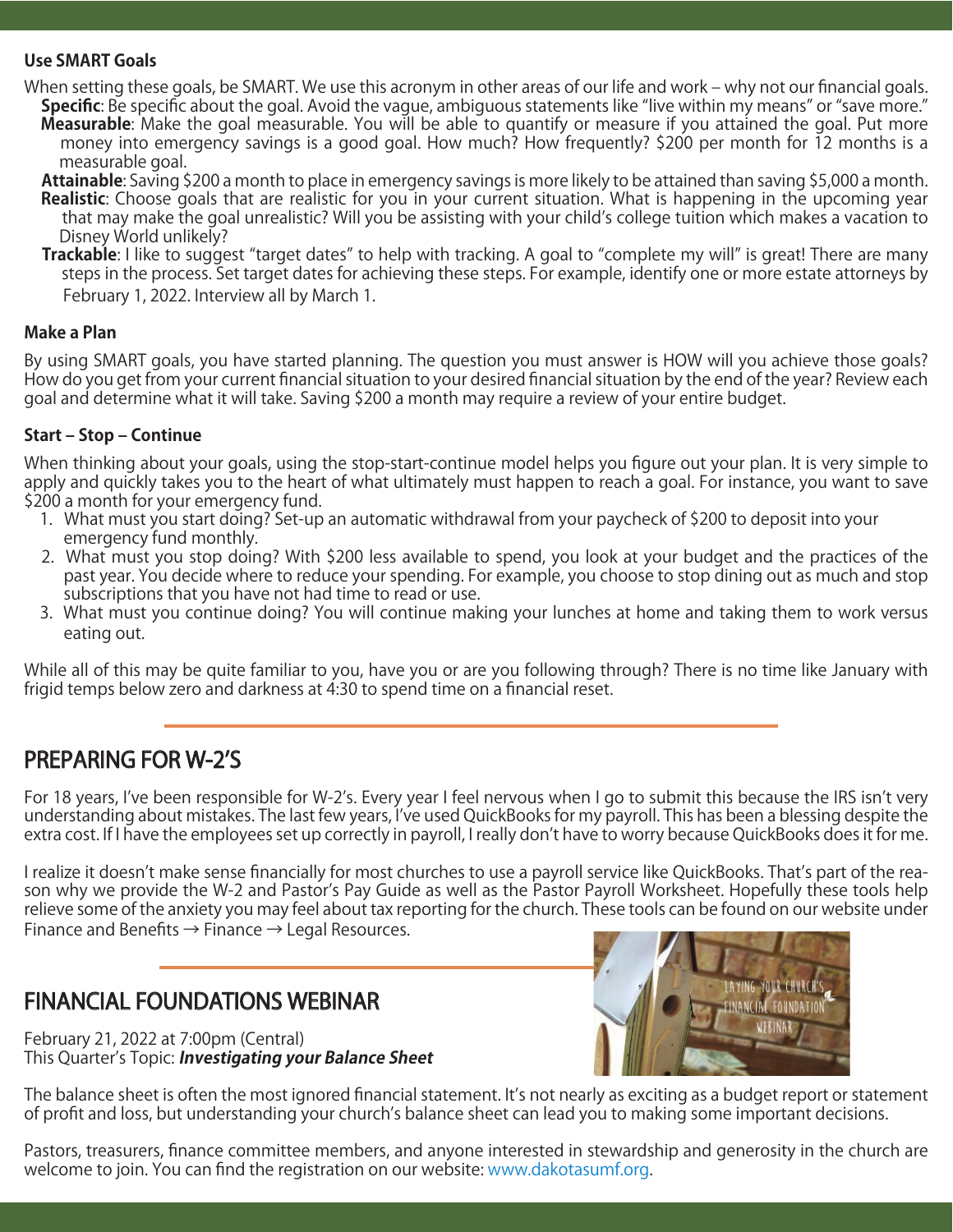### Use SMART Goals

When setting these goals, be SMART. We use this acronym in other areas of our life and work – why not our financial goals.

- **Specific**: Be specific about the goal. Avoid the vague, ambiguous statements like "live within my means" or "save more."
- **Measurable**: Make the goal measurable. You will be able to quantify or measure if you attained the goal. Put more money into emergency savings is a good goal. How much? How frequently? $200 per month for 12 months is a measurable goal.
- **Attainable**: Saving $200 a month to place in emergency savings is more likely to be attained than saving $5,000 a month.
- **Realistic**: Choose goals that are realistic for you in your current situation. What is happening in the upcoming year that may make the goal unrealistic? Will you be assisting with your child's college tuition which makes a vacation to Disney World unlikely?
- **Trackable**: I like to suggest "target dates" to help with tracking. A goal to "complete my will" is great! There are many steps in the process. Set target dates for achieving these steps. For example, identify one or more estate attorneys by February 1, 2022. Interview all by March 1.

### Make a Plan

By using SMART goals, you have started planning. The question you must answer is HOW will you achieve those goals? How do you get from your current financial situation to your desired financial situation by the end of the year? Review each goal and determine what it will take. Saving $200 a month may require a review of your entire budget.

### Start – Stop – Continue

When thinking about your goals, using the stop-start-continue model helps you figure out your plan. It is very simple to apply and quickly takes you to the heart of what ultimately must happen to reach a goal. For instance, you want to save $200 a month for your emergency fund.

1. What must you start doing? Set-up an automatic withdrawal from your paycheck of $200 to deposit into your emergency fund monthly.
2. What must you stop doing? With $200 less available to spend, you look at your budget and the practices of the past year. You decide where to reduce your spending. For example, you choose to stop dining out as much and stop subscriptions that you have not had time to read or use.
3. What must you continue doing? You will continue making your lunches at home and taking them to work versus eating out.

While all of this may be quite familiar to you, have you or are you following through? There is no time like January with frigid temps below zero and darkness at 4:30 to spend time on a financial reset.

## PREPARING FOR W-2'S

For 18 years, I've been responsible for W-2's. Every year I feel nervous when I go to submit this because the IRS isn't very understanding about mistakes. The last few years, I've used QuickBooks for my payroll. This has been a blessing despite the extra cost. If I have the employees set up correctly in payroll, I really don't have to worry because QuickBooks does it for me.

I realize it doesn't make sense financially for most churches to use a payroll service like QuickBooks. That's part of the reason why we provide the W-2 and Pastor's Pay Guide as well as the Pastor Payroll Worksheet. Hopefully these tools help relieve some of the anxiety you may feel about tax reporting for the church. These tools can be found on our website under Finance and Benefits → Finance → Legal Resources.

## FINANCIAL FOUNDATIONS WEBINAR

February 21, 2022 at 7:00pm (Central)
This Quarter's Topic: ***Investigating your Balance Sheet***

The balance sheet is often the most ignored financial statement. It's not nearly as exciting as a budget report or statement of profit and loss, but understanding your church's balance sheet can lead you to making some important decisions.

Pastors, treasurers, finance committee members, and anyone interested in stewardship and generosity in the church are welcome to join. You can find the registration on our website: www.dakotasumf.org.